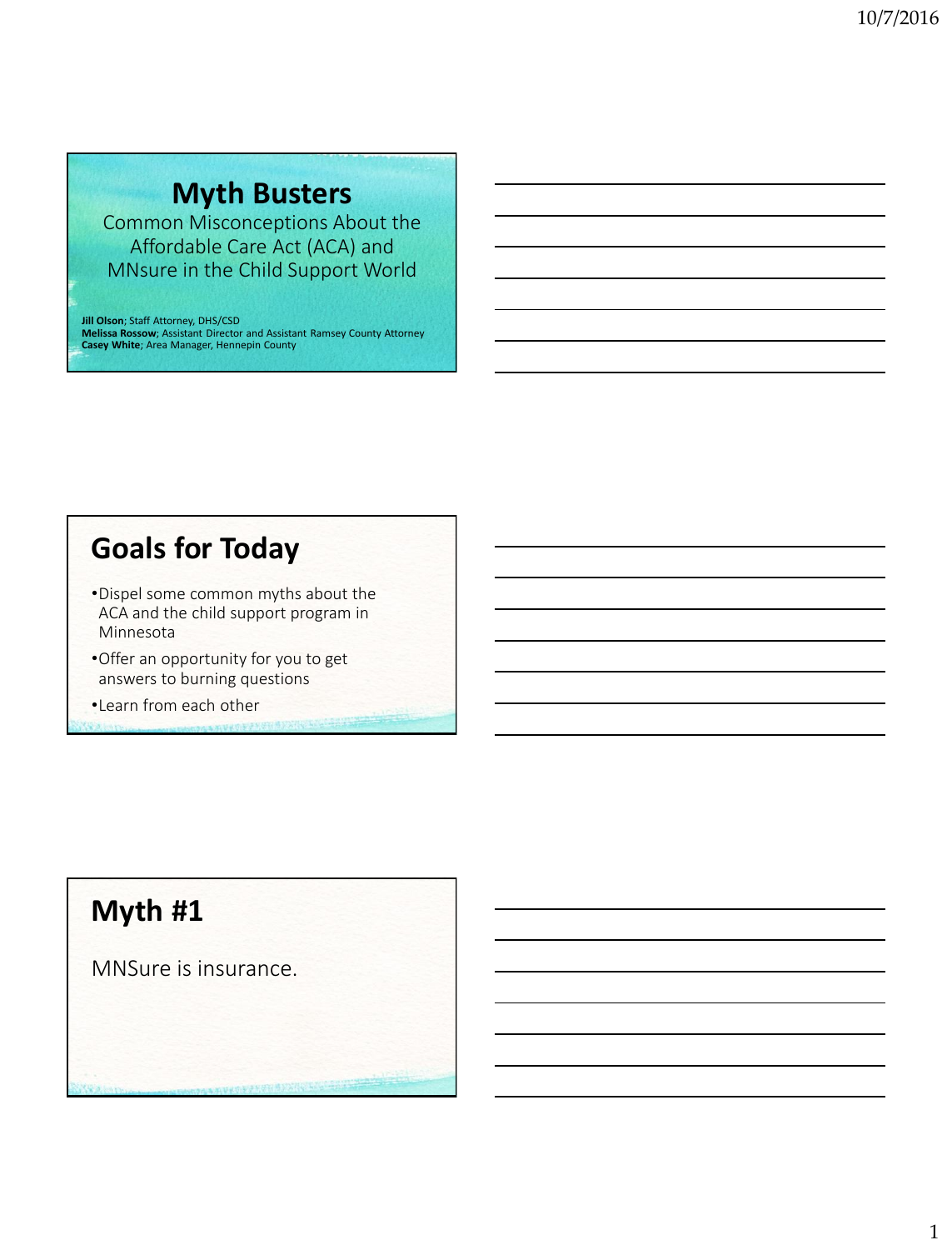# Myth Busters

Common Misconceptions About the Affordable Care Act (ACA) and MNsure in the Child Support World

**Jill Olson**; Staff Attorney, DHS/CSD
**Melissa Rossow**; Assistant Director and Assistant Ramsey County Attorney
**Casey White**; Area Manager, Hennepin County

## Goals for Today

- Dispel some common myths about the ACA and the child support program in Minnesota
- Offer an opportunity for you to get answers to burning questions
- Learn from each other

## Myth #1

MNSure is insurance.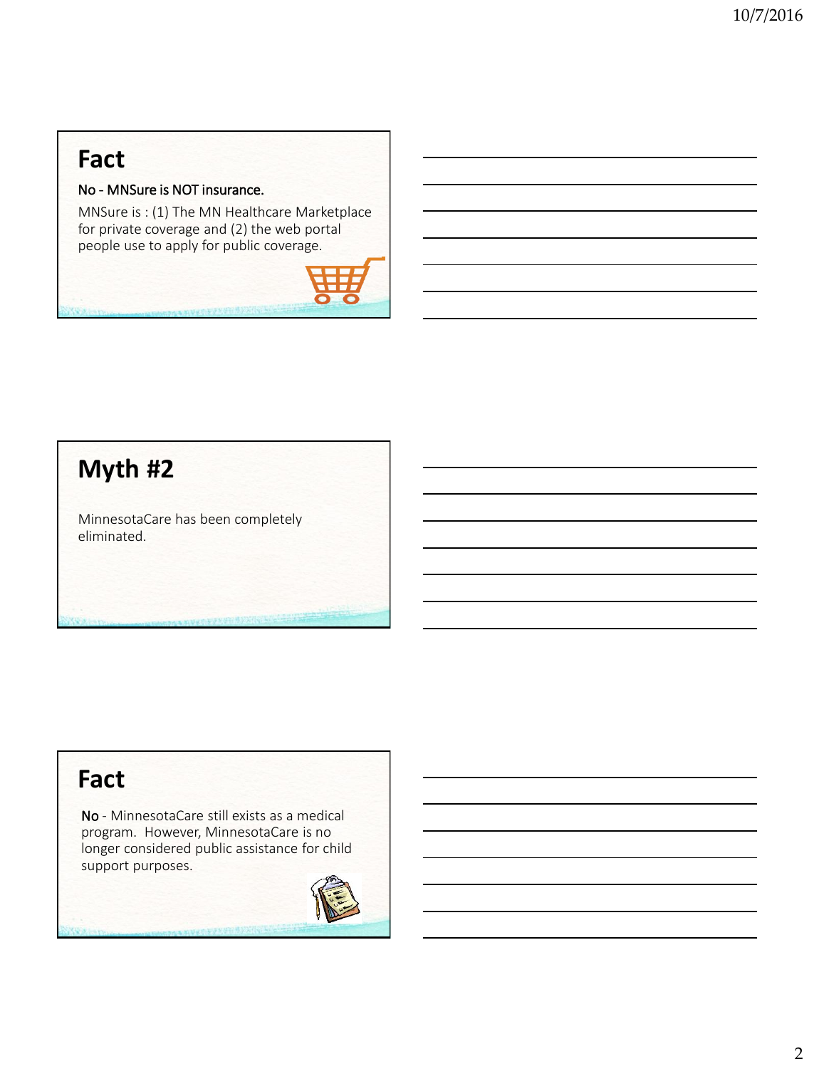## Fact

No - MNSure is NOT insurance.

MNSure is : (1) The MN Healthcare Marketplace for private coverage and (2) the web portal people use to apply for public coverage.

## Myth #2

MinnesotaCare has been completely eliminated.

## Fact

No - MinnesotaCare still exists as a medical program. However, MinnesotaCare is no longer considered public assistance for child support purposes.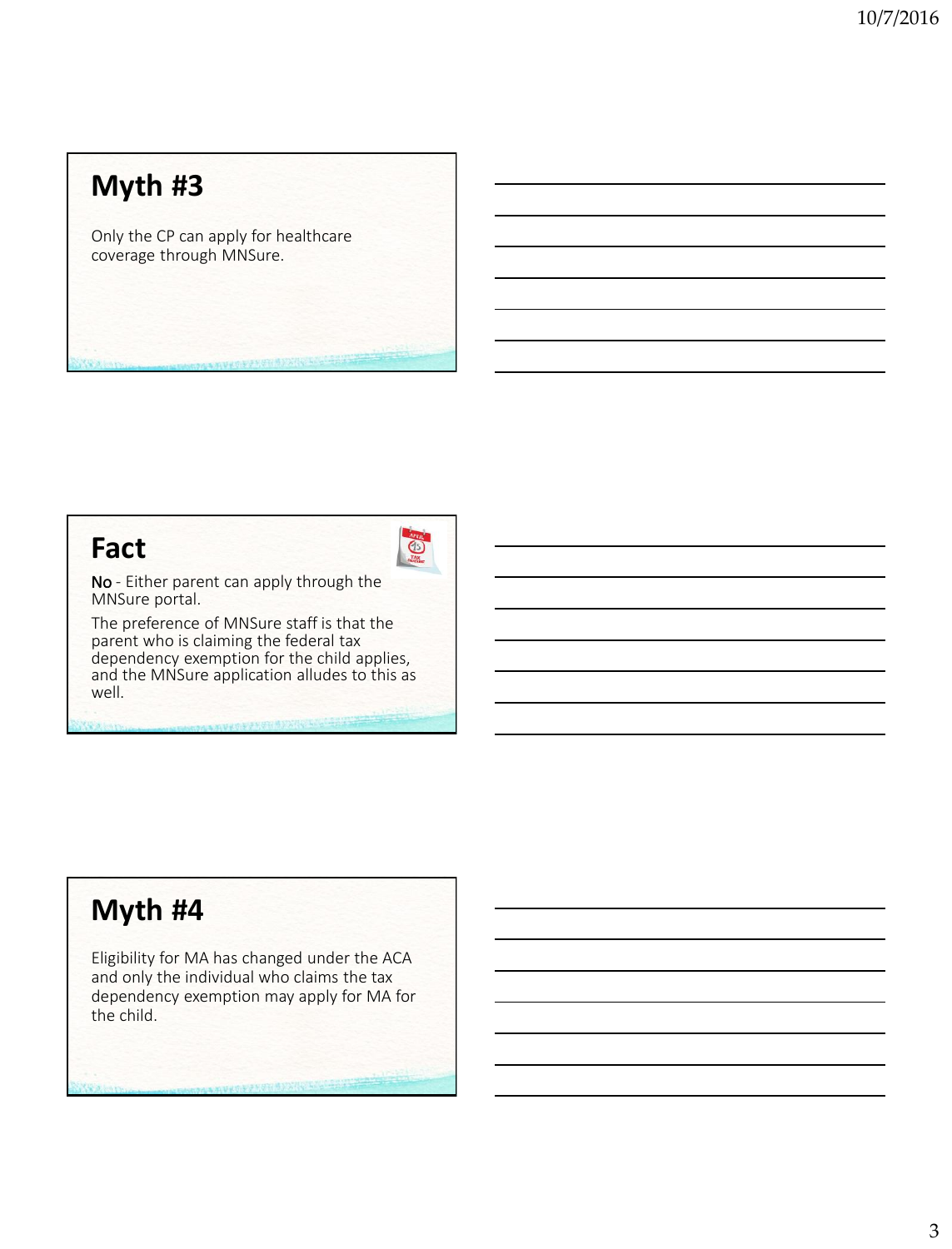## Myth #3

Only the CP can apply for healthcare coverage through MNSure.

## Fact

**No** - Either parent can apply through the MNSure portal.

The preference of MNSure staff is that the parent who is claiming the federal tax dependency exemption for the child applies, and the MNSure application alludes to this as well.

## Myth #4

Eligibility for MA has changed under the ACA and only the individual who claims the tax dependency exemption may apply for MA for the child.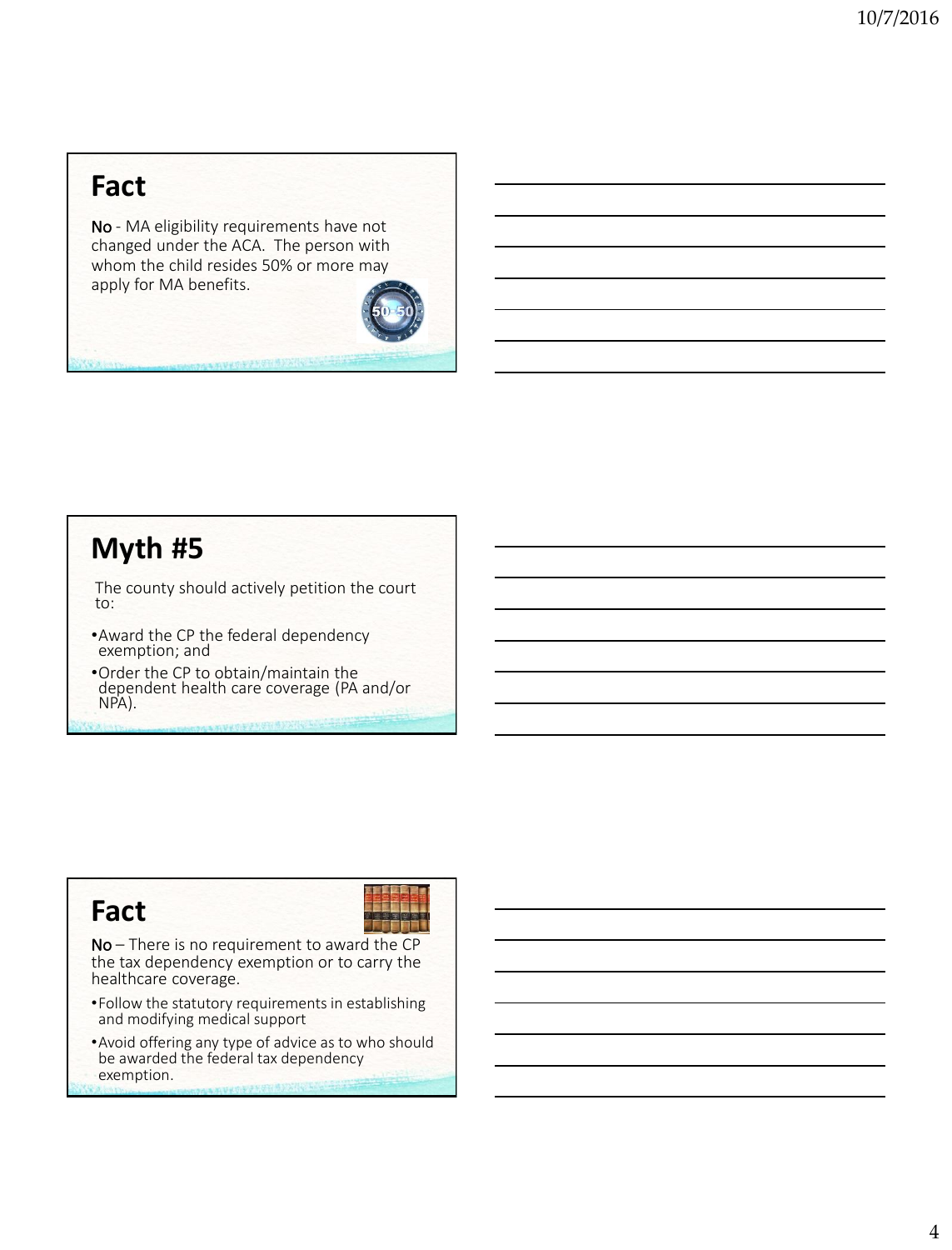## Fact

**No** - MA eligibility requirements have not changed under the ACA. The person with whom the child resides 50% or more may apply for MA benefits.

## Myth #5

The county should actively petition the court to:

- Award the CP the federal dependency exemption; and
- Order the CP to obtain/maintain the dependent health care coverage (PA and/or NPA).

## Fact

**No** – There is no requirement to award the CP the tax dependency exemption or to carry the healthcare coverage.

- Follow the statutory requirements in establishing and modifying medical support
- Avoid offering any type of advice as to who should be awarded the federal tax dependency exemption.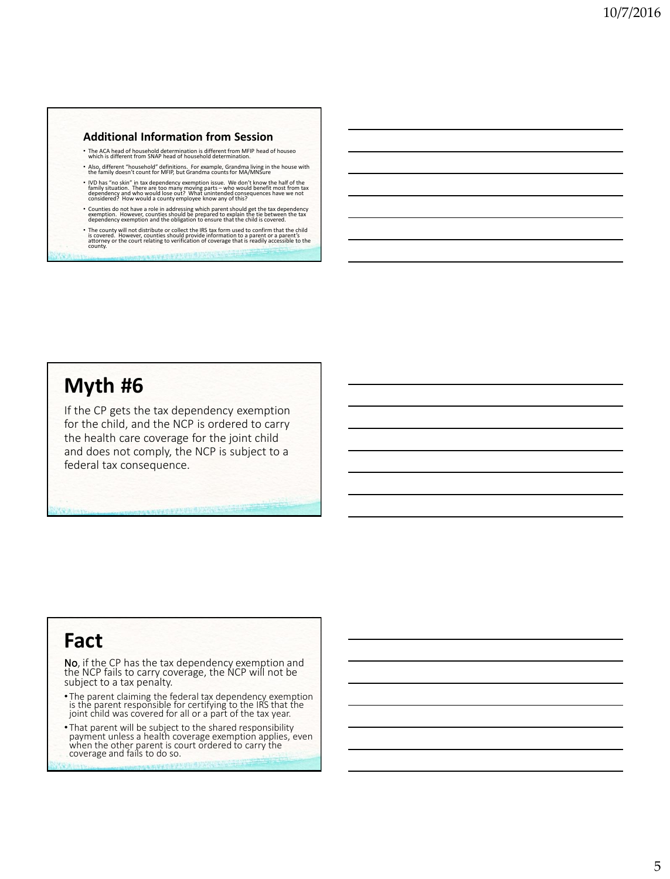## Additional Information from Session

- The ACA head of household determination is different from MFIP head of houseo which is different from SNAP head of household determination.
- Also, different "household" definitions. For example, Grandma living in the house with the family doesn't count for MFIP, but Grandma counts for MA/MNSure
- IVD has "no skin" in tax dependency exemption issue. We don't know the half of the family situation. There are too many moving parts – who would benefit most from tax dependency and who would lose out? What unintended consequences have we not considered? How would a county employee know any of this?
- Counties do not have a role in addressing which parent should get the tax dependency exemption. However, counties should be prepared to explain the tie between the tax dependency exemption and the obligation to ensure that the child is covered.
- The county will not distribute or collect the IRS tax form used to confirm that the child is covered. However, counties should provide information to a parent or a parent's attorney or the court relating to verification of coverage that is readily accessible to the county.

# Myth #6

If the CP gets the tax dependency exemption for the child, and the NCP is ordered to carry the health care coverage for the joint child and does not comply, the NCP is subject to a federal tax consequence.

# Fact

**No**, if the CP has the tax dependency exemption and the NCP fails to carry coverage, the NCP will not be subject to a tax penalty.

- The parent claiming the federal tax dependency exemption is the parent responsible for certifying to the IRS that the joint child was covered for all or a part of the tax year.
- That parent will be subject to the shared responsibility payment unless a health coverage exemption applies, even when the other parent is court ordered to carry the coverage and fails to do so.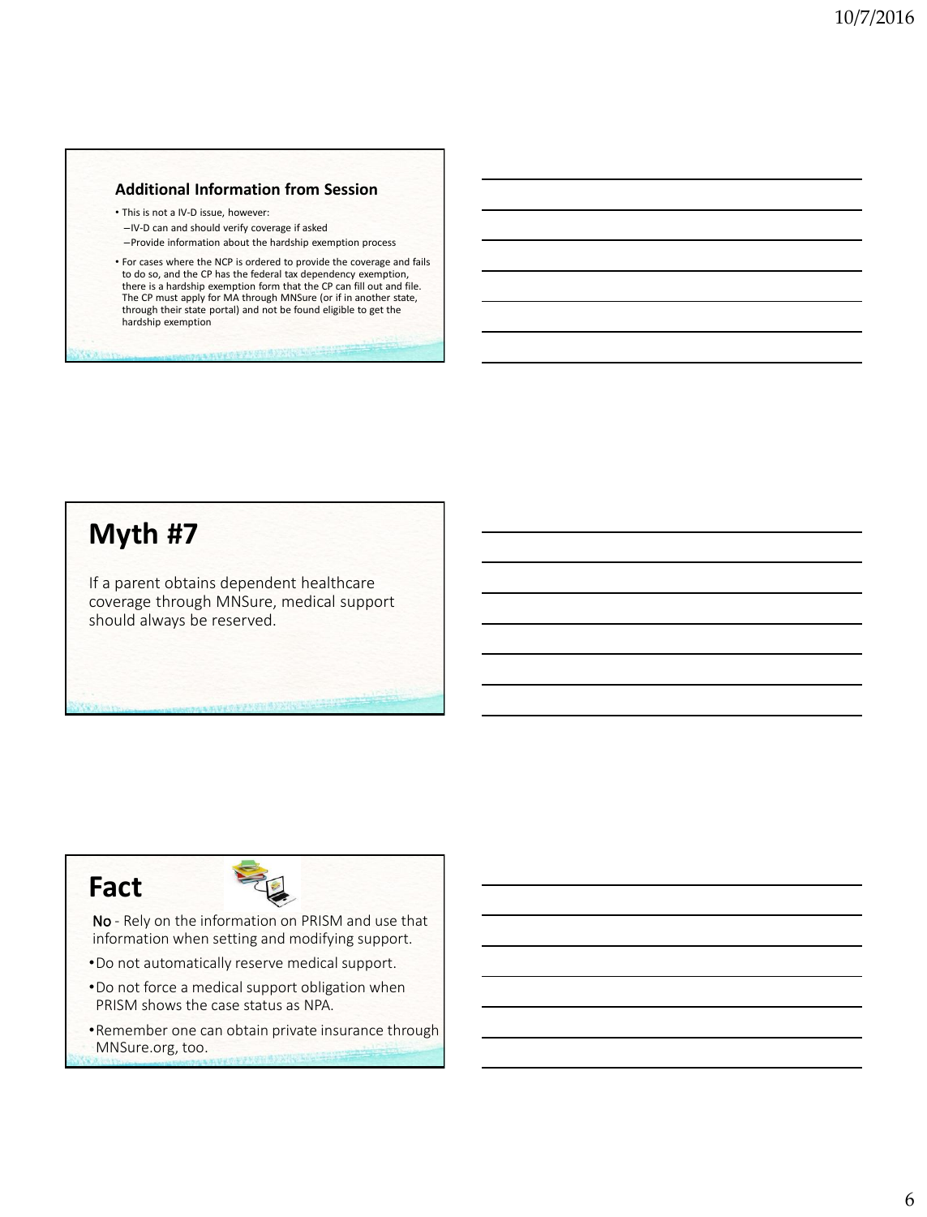### Additional Information from Session

- This is not a IV-D issue, however:
  - IV-D can and should verify coverage if asked
  - Provide information about the hardship exemption process
- For cases where the NCP is ordered to provide the coverage and fails to do so, and the CP has the federal tax dependency exemption, there is a hardship exemption form that the CP can fill out and file. The CP must apply for MA through MNSure (or if in another state, through their state portal) and not be found eligible to get the hardship exemption

# Myth #7

If a parent obtains dependent healthcare coverage through MNSure, medical support should always be reserved.

# Fact

**No** - Rely on the information on PRISM and use that information when setting and modifying support.

- Do not automatically reserve medical support.
- Do not force a medical support obligation when PRISM shows the case status as NPA.
- Remember one can obtain private insurance through MNSure.org, too.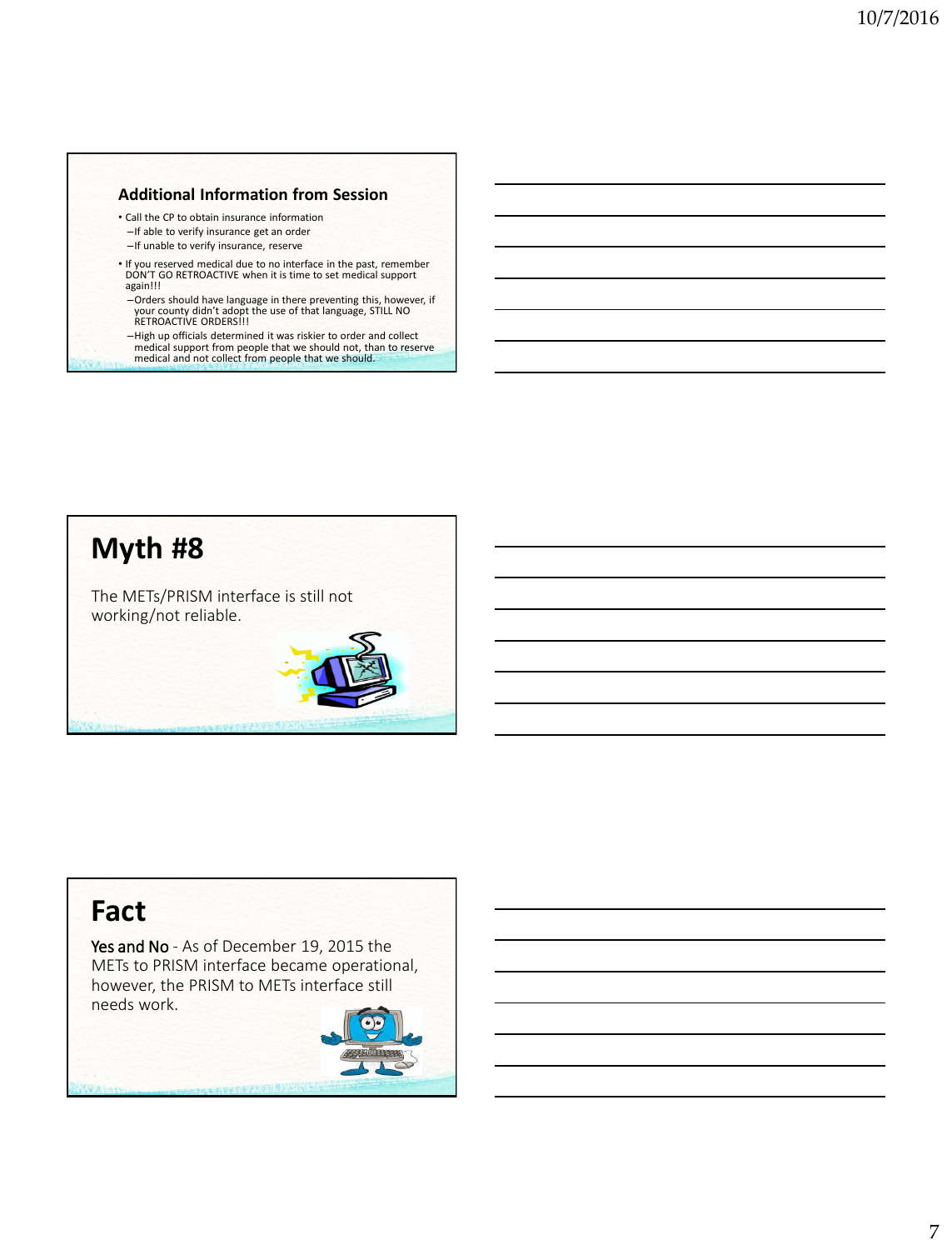## Additional Information from Session

- Call the CP to obtain insurance information
  - If able to verify insurance get an order
  - If unable to verify insurance, reserve
- If you reserved medical due to no interface in the past, remember DON'T GO RETROACTIVE when it is time to set medical support again!!!
  - Orders should have language in there preventing this, however, if your county didn't adopt the use of that language, STILL NO RETROACTIVE ORDERS!!!
  - High up officials determined it was riskier to order and collect medical support from people that we should not, than to reserve medical and not collect from people that we should.

# Myth #8

The METs/PRISM interface is still not working/not reliable.

# Fact

Yes and No - As of December 19, 2015 the METs to PRISM interface became operational, however, the PRISM to METs interface still needs work.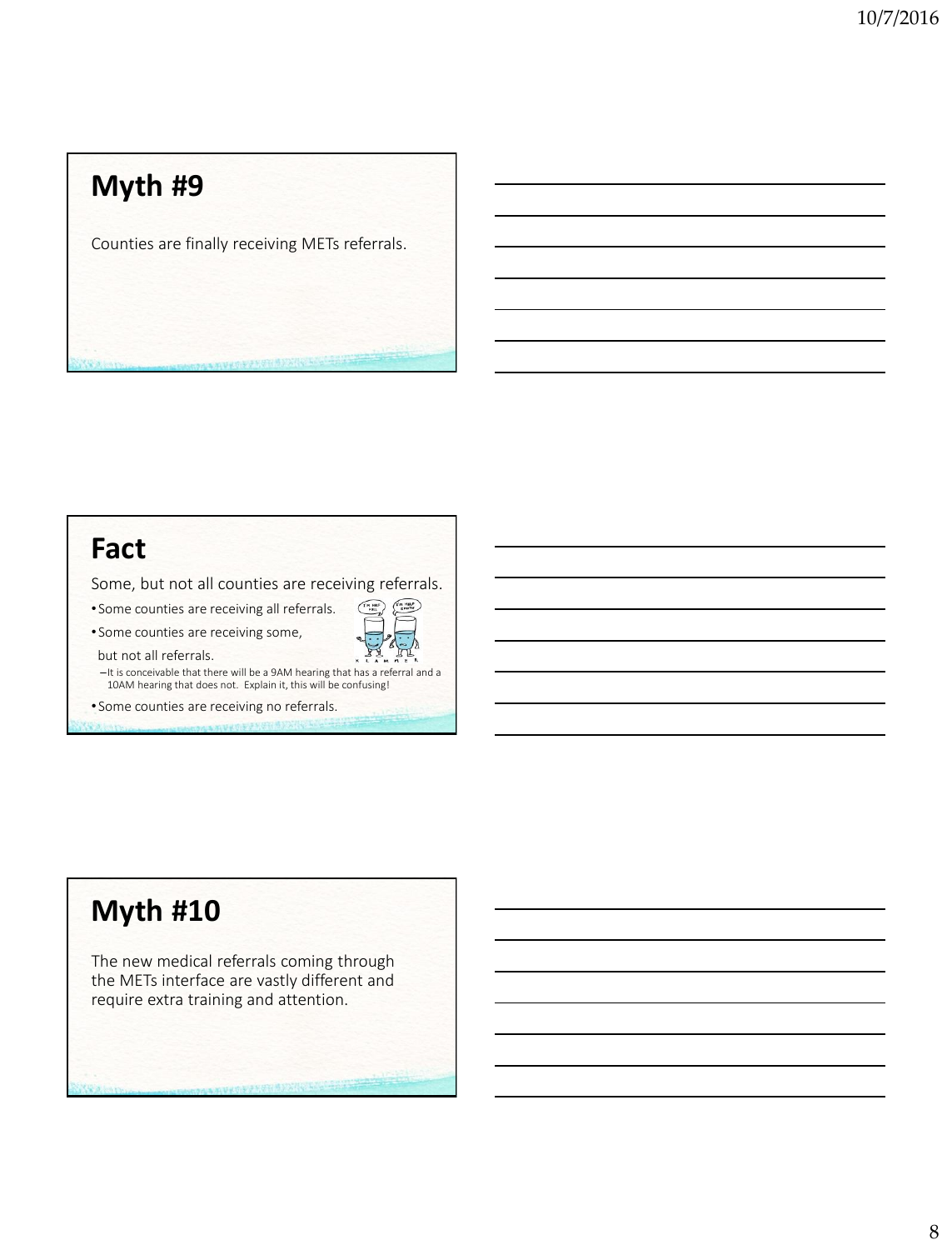## Myth #9

Counties are finally receiving METs referrals.

## Fact

Some, but not all counties are receiving referrals.

- Some counties are receiving all referrals.
- Some counties are receiving some, but not all referrals.
  - It is conceivable that there will be a 9AM hearing that has a referral and a 10AM hearing that does not. Explain it, this will be confusing!
- Some counties are receiving no referrals.

## Myth #10

The new medical referrals coming through the METs interface are vastly different and require extra training and attention.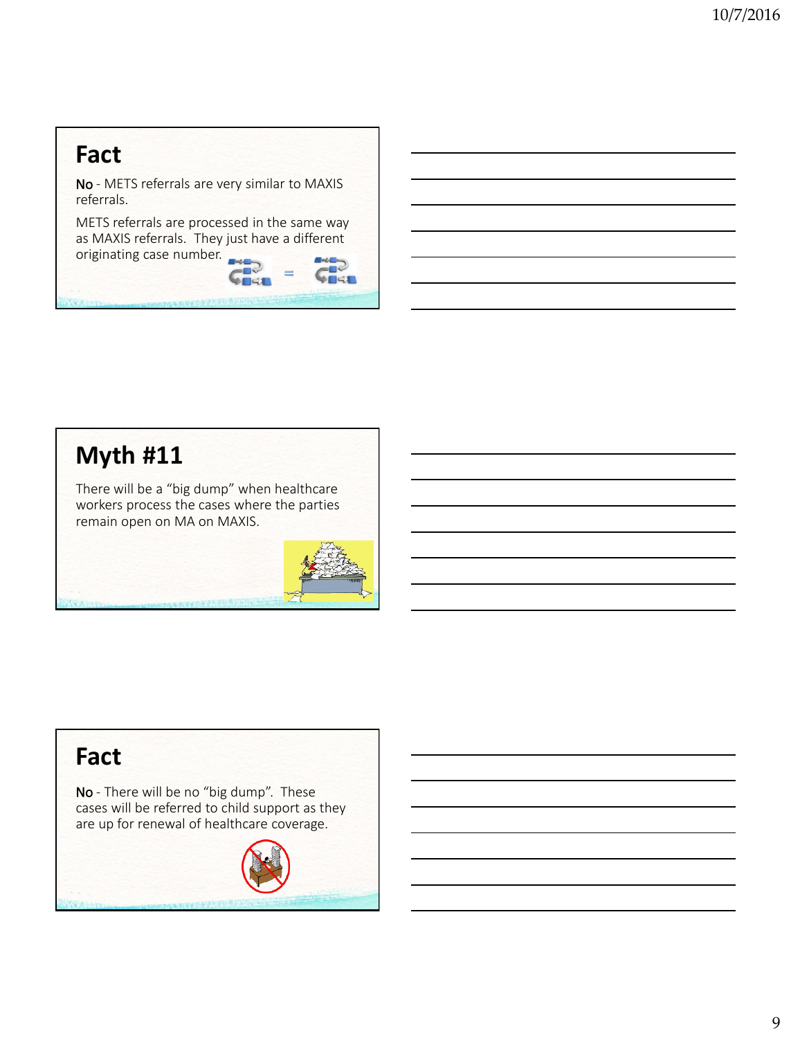## Fact

**No** - METS referrals are very similar to MAXIS referrals.

METS referrals are processed in the same way as MAXIS referrals. They just have a different originating case number.

## Myth #11

There will be a "big dump" when healthcare workers process the cases where the parties remain open on MA on MAXIS.

## Fact

**No** - There will be no "big dump". These cases will be referred to child support as they are up for renewal of healthcare coverage.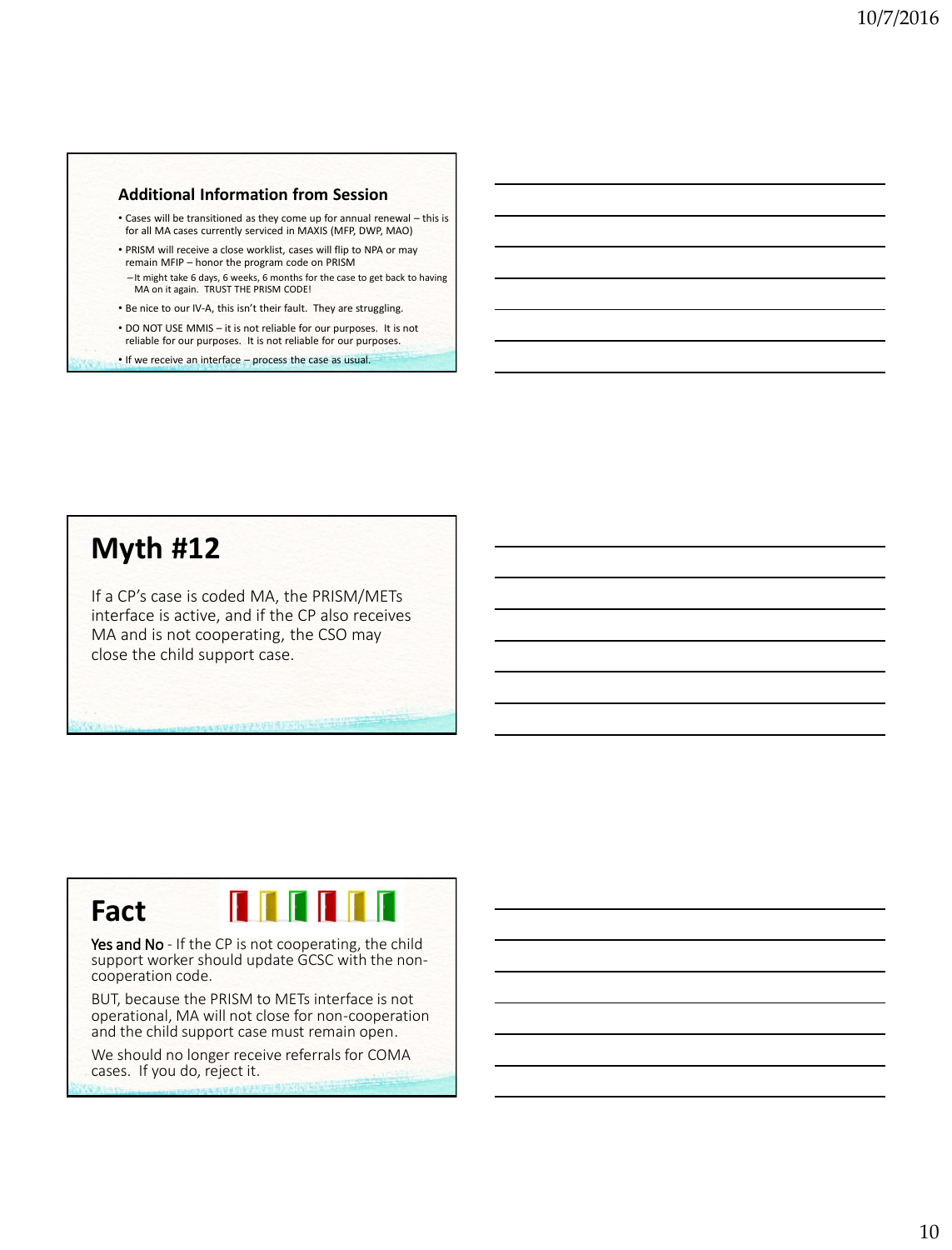### Additional Information from Session

- Cases will be transitioned as they come up for annual renewal – this is for all MA cases currently serviced in MAXIS (MFP, DWP, MAO)
- PRISM will receive a close worklist, cases will flip to NPA or may remain MFIP – honor the program code on PRISM
  - It might take 6 days, 6 weeks, 6 months for the case to get back to having MA on it again. TRUST THE PRISM CODE!
- Be nice to our IV-A, this isn't their fault. They are struggling.
- DO NOT USE MMIS – it is not reliable for our purposes. It is not reliable for our purposes. It is not reliable for our purposes.
- If we receive an interface – process the case as usual.

# Myth #12

If a CP's case is coded MA, the PRISM/METs interface is active, and if the CP also receives MA and is not cooperating, the CSO may close the child support case.

# Fact

**Yes and No** - If the CP is not cooperating, the child support worker should update GCSC with the non-cooperation code.

BUT, because the PRISM to METs interface is not operational, MA will not close for non-cooperation and the child support case must remain open.

We should no longer receive referrals for COMA cases. If you do, reject it.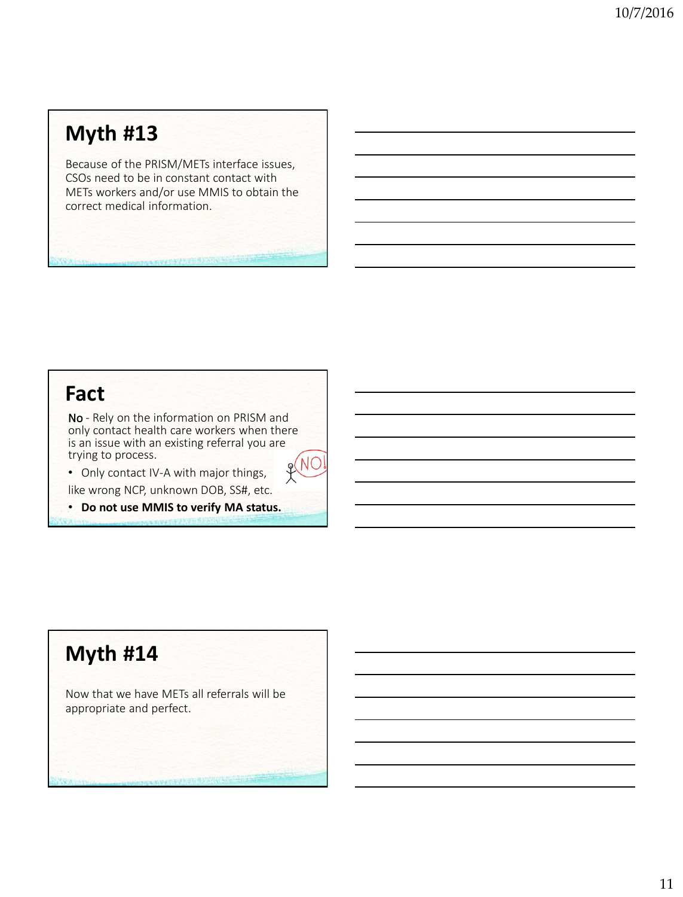## Myth #13

Because of the PRISM/METs interface issues, CSOs need to be in constant contact with METs workers and/or use MMIS to obtain the correct medical information.

## Fact

**No** - Rely on the information on PRISM and only contact health care workers when there is an issue with an existing referral you are trying to process.

- Only contact IV-A with major things, like wrong NCP, unknown DOB, SS#, etc.
- **Do not use MMIS to verify MA status.**

## Myth #14

Now that we have METs all referrals will be appropriate and perfect.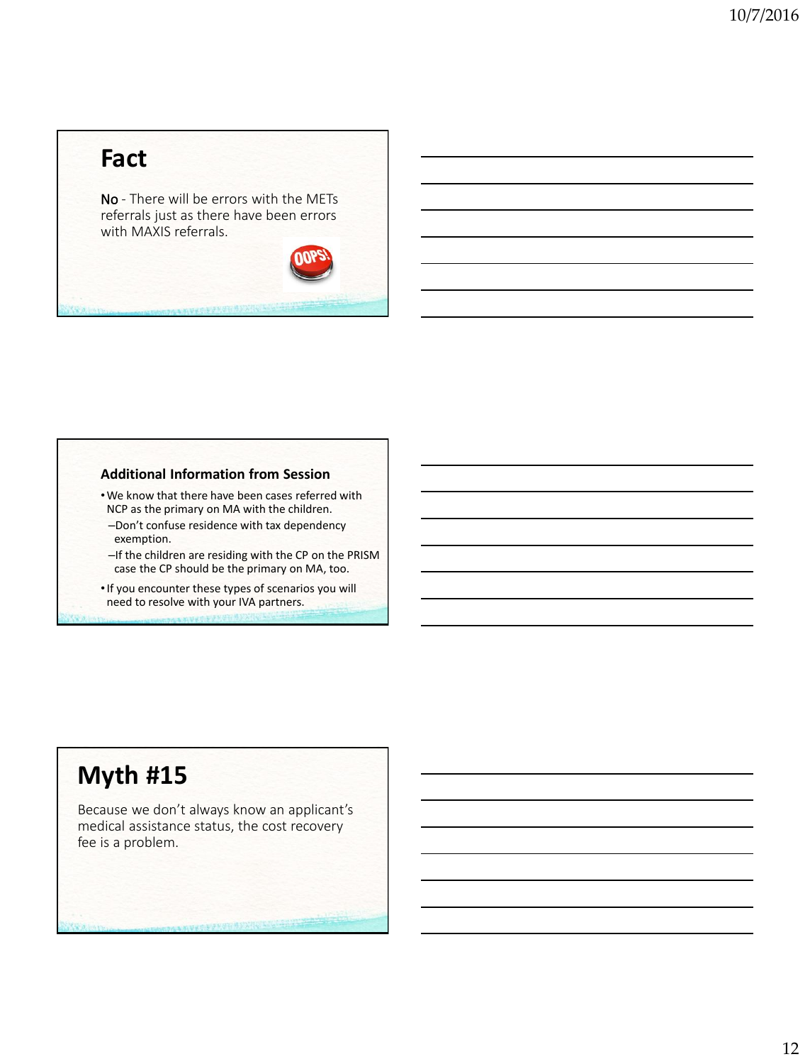# Fact

**No** - There will be errors with the METs referrals just as there have been errors with MAXIS referrals.

### Additional Information from Session

- We know that there have been cases referred with NCP as the primary on MA with the children.
  - Don't confuse residence with tax dependency exemption.
  - If the children are residing with the CP on the PRISM case the CP should be the primary on MA, too.
- If you encounter these types of scenarios you will need to resolve with your IVA partners.

# Myth #15

Because we don't always know an applicant's medical assistance status, the cost recovery fee is a problem.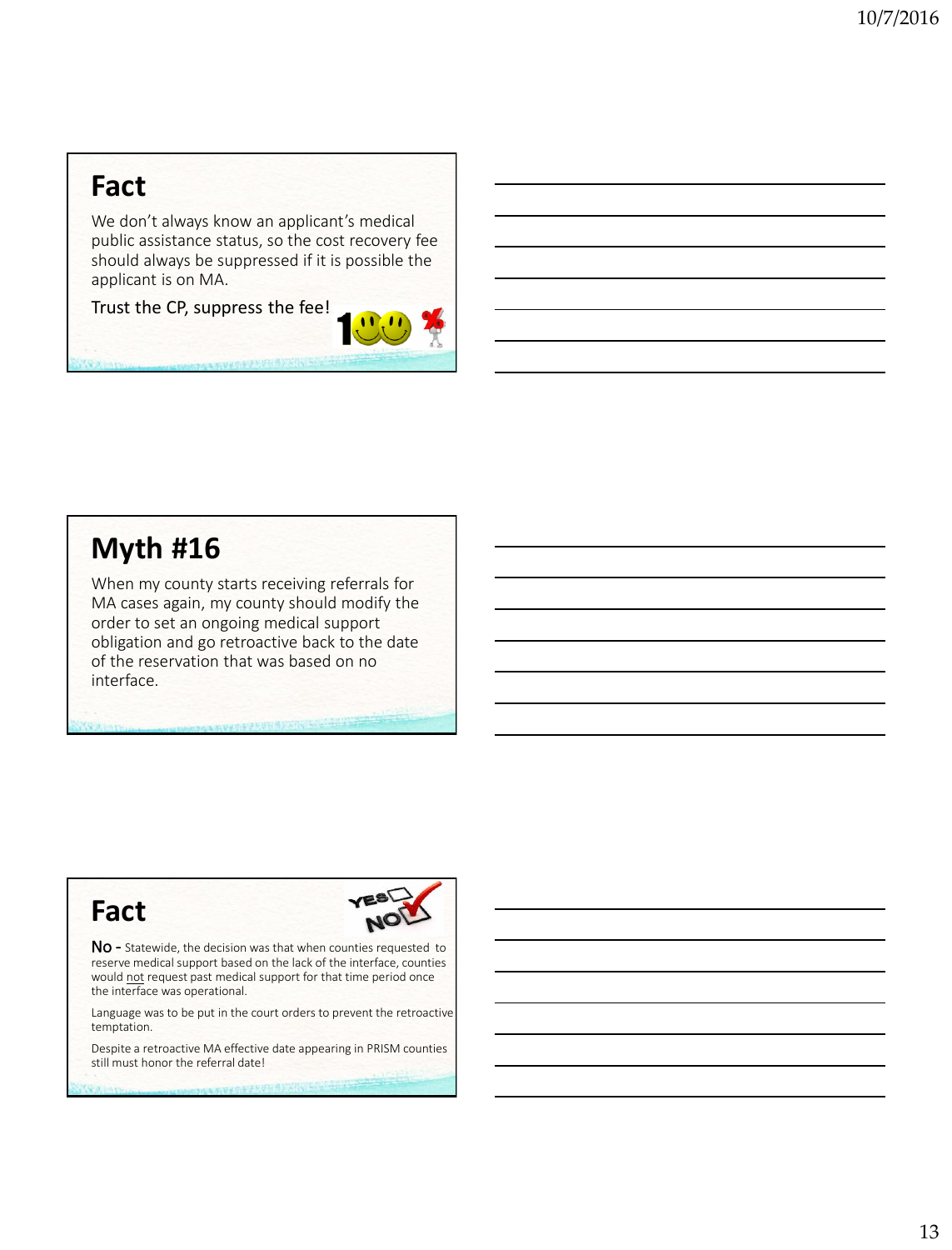## Fact

We don't always know an applicant's medical public assistance status, so the cost recovery fee should always be suppressed if it is possible the applicant is on MA.

Trust the CP, suppress the fee!

## Myth #16

When my county starts receiving referrals for MA cases again, my county should modify the order to set an ongoing medical support obligation and go retroactive back to the date of the reservation that was based on no interface.

## Fact

**No** - Statewide, the decision was that when counties requested to reserve medical support based on the lack of the interface, counties would not request past medical support for that time period once the interface was operational.

Language was to be put in the court orders to prevent the retroactive temptation.

Despite a retroactive MA effective date appearing in PRISM counties still must honor the referral date!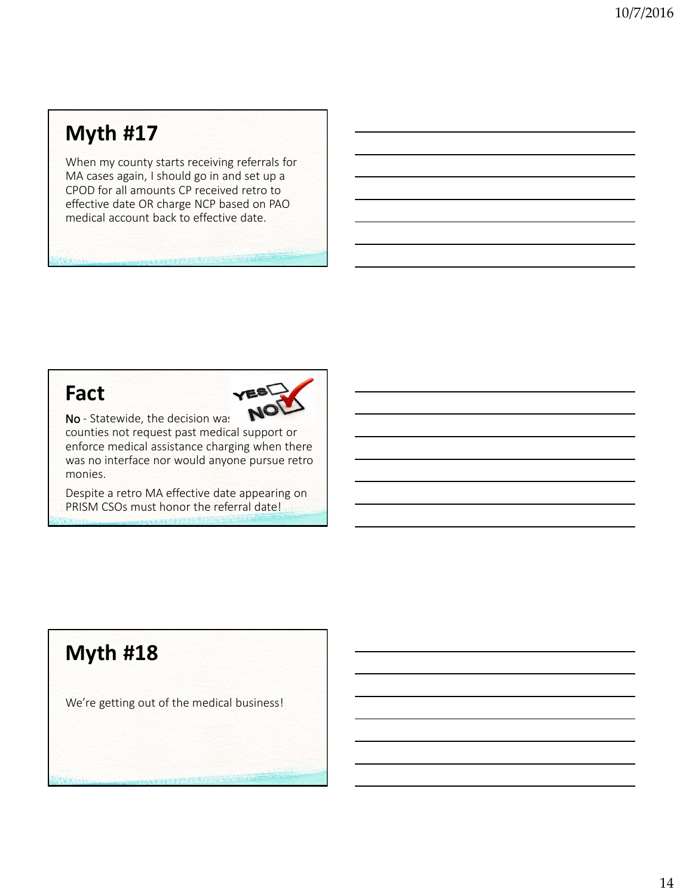## Myth #17

When my county starts receiving referrals for MA cases again, I should go in and set up a CPOD for all amounts CP received retro to effective date OR charge NCP based on PAO medical account back to effective date.

## Fact

**No** - Statewide, the decision was counties not request past medical support or enforce medical assistance charging when there was no interface nor would anyone pursue retro monies.

Despite a retro MA effective date appearing on PRISM CSOs must honor the referral date!

## Myth #18

We're getting out of the medical business!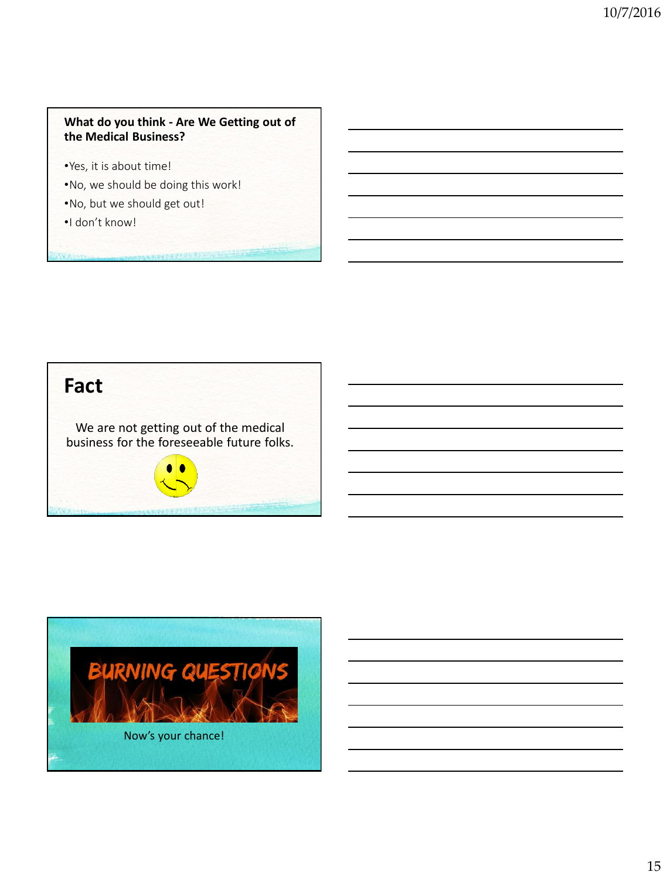**What do you think - Are We Getting out of the Medical Business?**

- Yes, it is about time!
- No, we should be doing this work!
- No, but we should get out!
- I don't know!

## Fact

We are not getting out of the medical business for the foreseeable future folks.

## BURNING QUESTIONS

Now's your chance!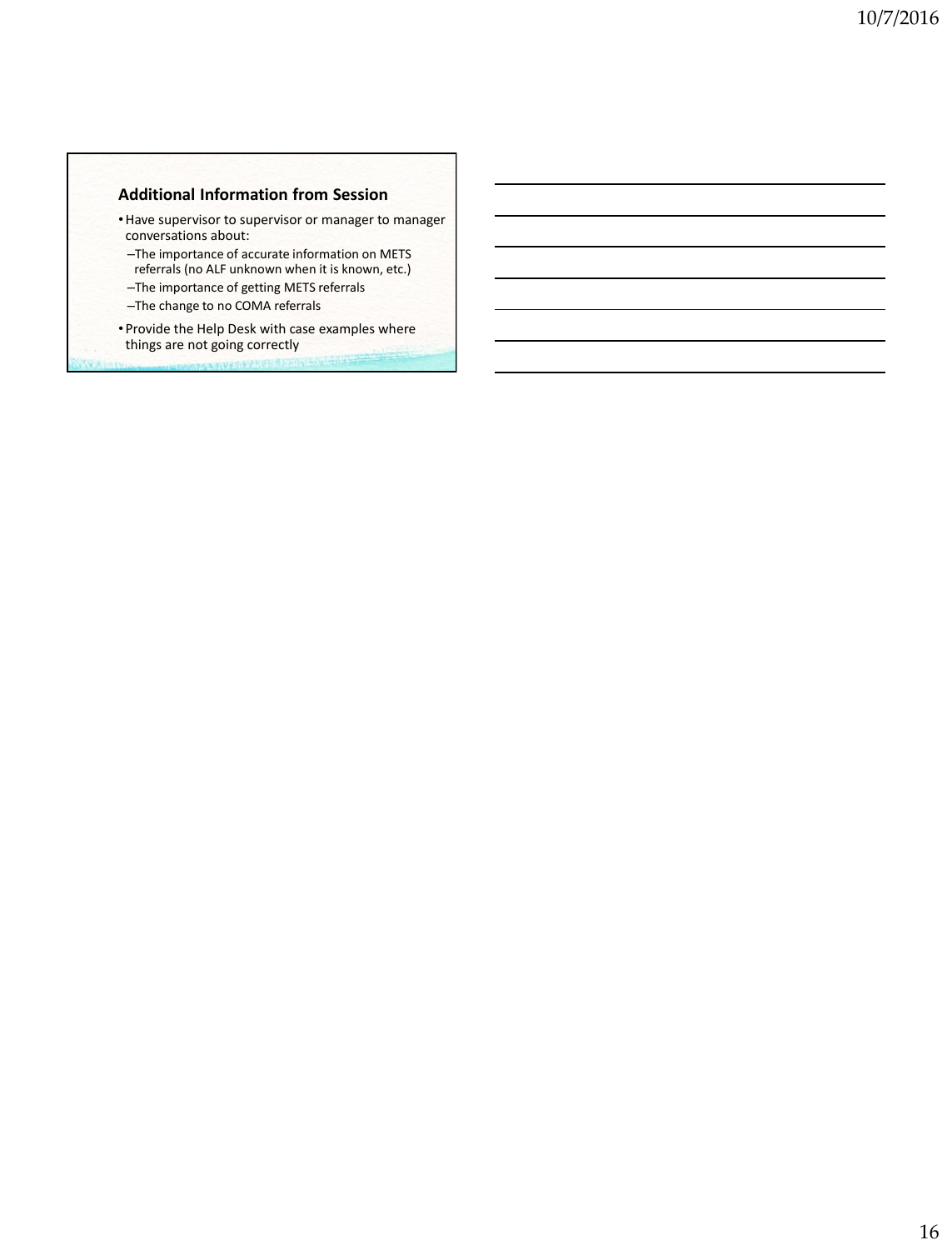### Additional Information from Session

- Have supervisor to supervisor or manager to manager conversations about:
  - The importance of accurate information on METS referrals (no ALF unknown when it is known, etc.)
  - The importance of getting METS referrals
  - The change to no COMA referrals
- Provide the Help Desk with case examples where things are not going correctly